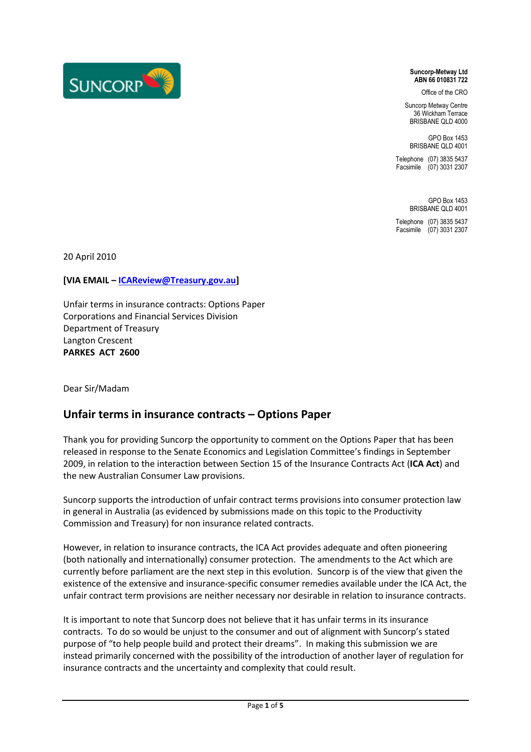**Suncorp-Metway Ltd**
**ABN 66 010831 722**

Office of the CRO

Suncorp Metway Centre
36 Wickham Terrace
BRISBANE QLD 4000

GPO Box 1453
BRISBANE QLD 4001

Telephone (07) 3835 5437
Facsimile (07) 3031 2307

GPO Box 1453
BRISBANE QLD 4001

Telephone (07) 3835 5437
Facsimile (07) 3031 2307

20 April 2010

**[VIA EMAIL – ICAReview@Treasury.gov.au]**

Unfair terms in insurance contracts: Options Paper
Corporations and Financial Services Division
Department of Treasury
Langton Crescent
**PARKES ACT 2600**

Dear Sir/Madam

## Unfair terms in insurance contracts – Options Paper

Thank you for providing Suncorp the opportunity to comment on the Options Paper that has been released in response to the Senate Economics and Legislation Committee's findings in September 2009, in relation to the interaction between Section 15 of the Insurance Contracts Act (**ICA Act**) and the new Australian Consumer Law provisions.

Suncorp supports the introduction of unfair contract terms provisions into consumer protection law in general in Australia (as evidenced by submissions made on this topic to the Productivity Commission and Treasury) for non insurance related contracts.

However, in relation to insurance contracts, the ICA Act provides adequate and often pioneering (both nationally and internationally) consumer protection. The amendments to the Act which are currently before parliament are the next step in this evolution. Suncorp is of the view that given the existence of the extensive and insurance-specific consumer remedies available under the ICA Act, the unfair contract term provisions are neither necessary nor desirable in relation to insurance contracts.

It is important to note that Suncorp does not believe that it has unfair terms in its insurance contracts. To do so would be unjust to the consumer and out of alignment with Suncorp's stated purpose of "to help people build and protect their dreams". In making this submission we are instead primarily concerned with the possibility of the introduction of another layer of regulation for insurance contracts and the uncertainty and complexity that could result.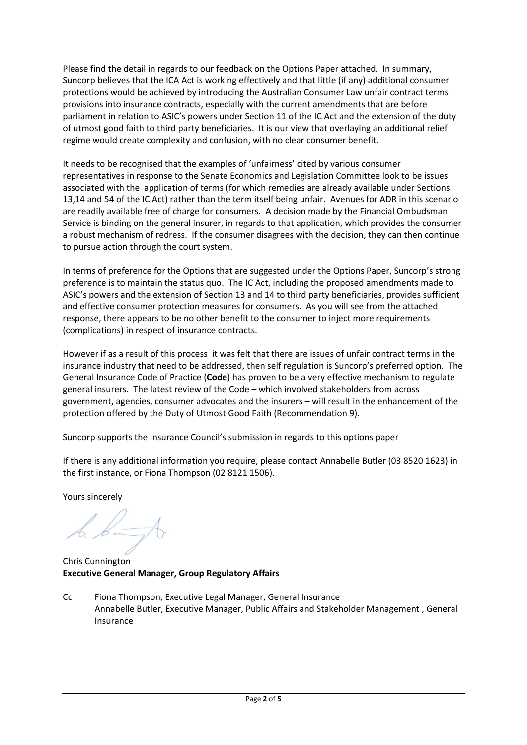Please find the detail in regards to our feedback on the Options Paper attached. In summary, Suncorp believes that the ICA Act is working effectively and that little (if any) additional consumer protections would be achieved by introducing the Australian Consumer Law unfair contract terms provisions into insurance contracts, especially with the current amendments that are before parliament in relation to ASIC's powers under Section 11 of the IC Act and the extension of the duty of utmost good faith to third party beneficiaries. It is our view that overlaying an additional relief regime would create complexity and confusion, with no clear consumer benefit.

It needs to be recognised that the examples of 'unfairness' cited by various consumer representatives in response to the Senate Economics and Legislation Committee look to be issues associated with the application of terms (for which remedies are already available under Sections 13,14 and 54 of the IC Act) rather than the term itself being unfair. Avenues for ADR in this scenario are readily available free of charge for consumers. A decision made by the Financial Ombudsman Service is binding on the general insurer, in regards to that application, which provides the consumer a robust mechanism of redress. If the consumer disagrees with the decision, they can then continue to pursue action through the court system.

In terms of preference for the Options that are suggested under the Options Paper, Suncorp's strong preference is to maintain the status quo. The IC Act, including the proposed amendments made to ASIC's powers and the extension of Section 13 and 14 to third party beneficiaries, provides sufficient and effective consumer protection measures for consumers. As you will see from the attached response, there appears to be no other benefit to the consumer to inject more requirements (complications) in respect of insurance contracts.

However if as a result of this process it was felt that there are issues of unfair contract terms in the insurance industry that need to be addressed, then self regulation is Suncorp's preferred option. The General Insurance Code of Practice (**Code**) has proven to be a very effective mechanism to regulate general insurers. The latest review of the Code – which involved stakeholders from across government, agencies, consumer advocates and the insurers – will result in the enhancement of the protection offered by the Duty of Utmost Good Faith (Recommendation 9).

Suncorp supports the Insurance Council's submission in regards to this options paper

If there is any additional information you require, please contact Annabelle Butler (03 8520 1623) in the first instance, or Fiona Thompson (02 8121 1506).

Yours sincerely

Chris Cunnington
**Executive General Manager, Group Regulatory Affairs**

Cc Fiona Thompson, Executive Legal Manager, General Insurance
Annabelle Butler, Executive Manager, Public Affairs and Stakeholder Management , General Insurance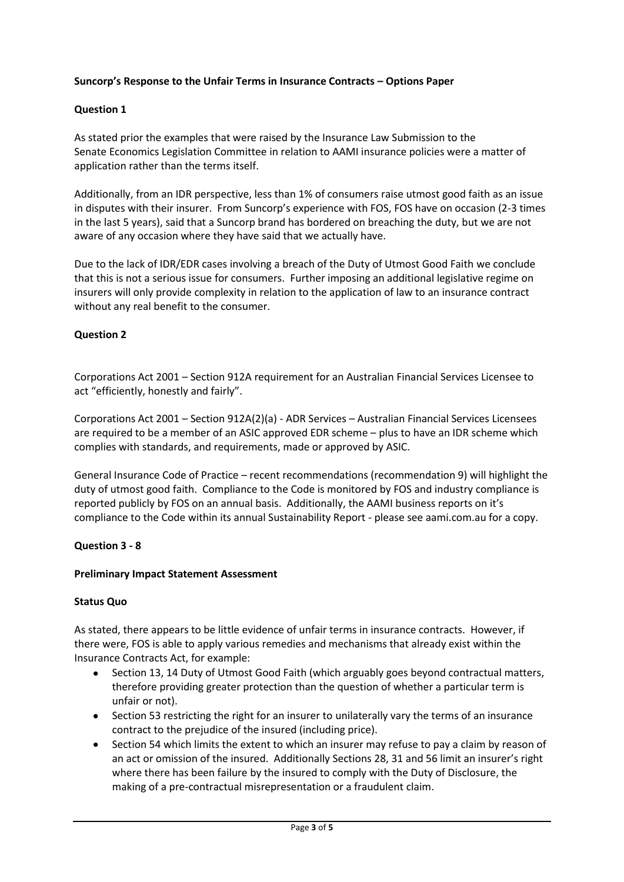**Suncorp's Response to the Unfair Terms in Insurance Contracts – Options Paper**

**Question 1**

As stated prior the examples that were raised by the Insurance Law Submission to the Senate Economics Legislation Committee in relation to AAMI insurance policies were a matter of application rather than the terms itself.

Additionally, from an IDR perspective, less than 1% of consumers raise utmost good faith as an issue in disputes with their insurer. From Suncorp's experience with FOS, FOS have on occasion (2-3 times in the last 5 years), said that a Suncorp brand has bordered on breaching the duty, but we are not aware of any occasion where they have said that we actually have.

Due to the lack of IDR/EDR cases involving a breach of the Duty of Utmost Good Faith we conclude that this is not a serious issue for consumers. Further imposing an additional legislative regime on insurers will only provide complexity in relation to the application of law to an insurance contract without any real benefit to the consumer.

**Question 2**

Corporations Act 2001 – Section 912A requirement for an Australian Financial Services Licensee to act "efficiently, honestly and fairly".

Corporations Act 2001 – Section 912A(2)(a) - ADR Services – Australian Financial Services Licensees are required to be a member of an ASIC approved EDR scheme – plus to have an IDR scheme which complies with standards, and requirements, made or approved by ASIC.

General Insurance Code of Practice – recent recommendations (recommendation 9) will highlight the duty of utmost good faith. Compliance to the Code is monitored by FOS and industry compliance is reported publicly by FOS on an annual basis. Additionally, the AAMI business reports on it's compliance to the Code within its annual Sustainability Report - please see aami.com.au for a copy.

**Question 3 - 8**

**Preliminary Impact Statement Assessment**

**Status Quo**

As stated, there appears to be little evidence of unfair terms in insurance contracts. However, if there were, FOS is able to apply various remedies and mechanisms that already exist within the Insurance Contracts Act, for example:

- Section 13, 14 Duty of Utmost Good Faith (which arguably goes beyond contractual matters, therefore providing greater protection than the question of whether a particular term is unfair or not).
- Section 53 restricting the right for an insurer to unilaterally vary the terms of an insurance contract to the prejudice of the insured (including price).
- Section 54 which limits the extent to which an insurer may refuse to pay a claim by reason of an act or omission of the insured. Additionally Sections 28, 31 and 56 limit an insurer's right where there has been failure by the insured to comply with the Duty of Disclosure, the making of a pre-contractual misrepresentation or a fraudulent claim.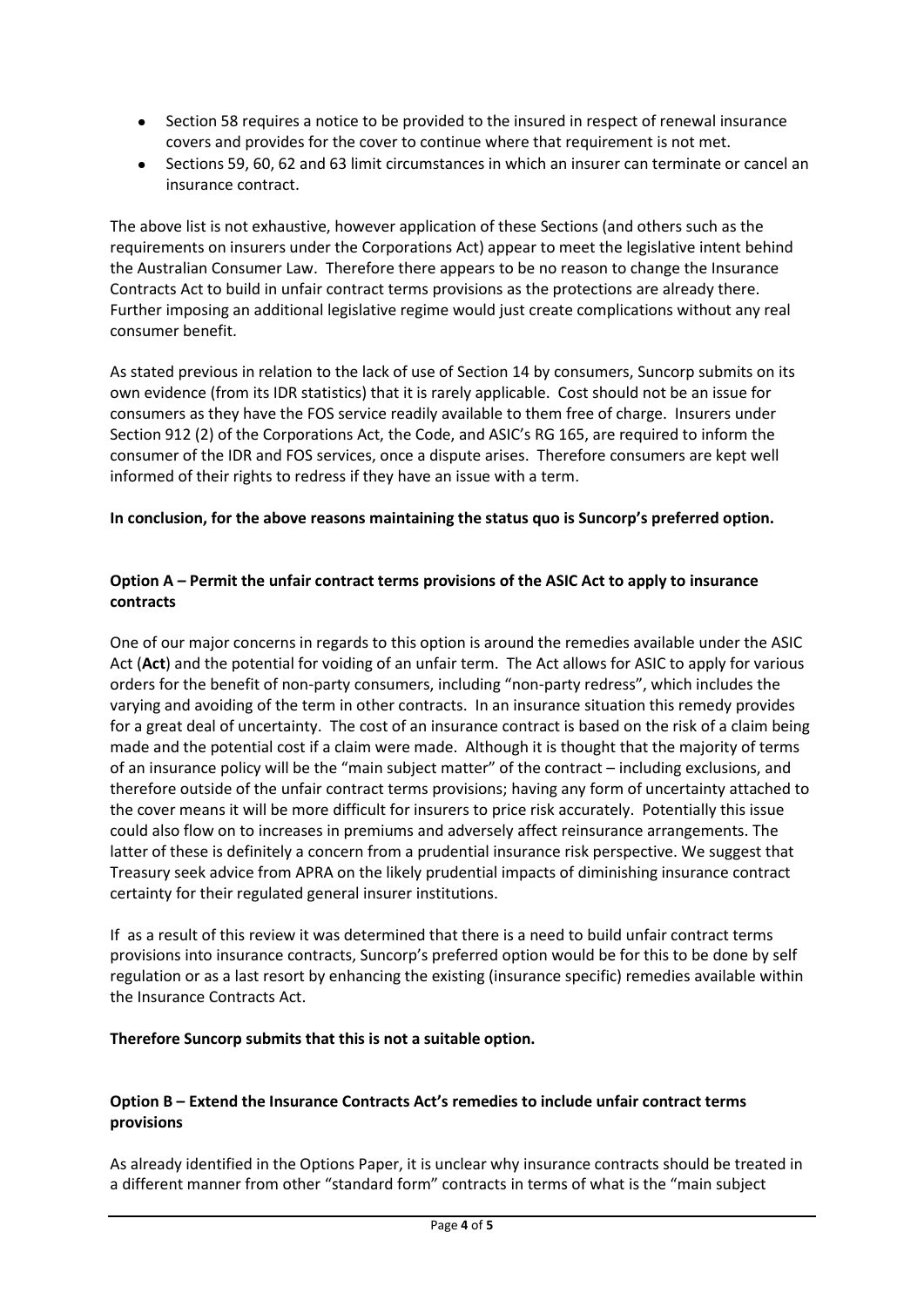- Section 58 requires a notice to be provided to the insured in respect of renewal insurance covers and provides for the cover to continue where that requirement is not met.
- Sections 59, 60, 62 and 63 limit circumstances in which an insurer can terminate or cancel an insurance contract.

The above list is not exhaustive, however application of these Sections (and others such as the requirements on insurers under the Corporations Act) appear to meet the legislative intent behind the Australian Consumer Law. Therefore there appears to be no reason to change the Insurance Contracts Act to build in unfair contract terms provisions as the protections are already there. Further imposing an additional legislative regime would just create complications without any real consumer benefit.

As stated previous in relation to the lack of use of Section 14 by consumers, Suncorp submits on its own evidence (from its IDR statistics) that it is rarely applicable. Cost should not be an issue for consumers as they have the FOS service readily available to them free of charge. Insurers under Section 912 (2) of the Corporations Act, the Code, and ASIC's RG 165, are required to inform the consumer of the IDR and FOS services, once a dispute arises. Therefore consumers are kept well informed of their rights to redress if they have an issue with a term.

**In conclusion, for the above reasons maintaining the status quo is Suncorp's preferred option.**

**Option A – Permit the unfair contract terms provisions of the ASIC Act to apply to insurance contracts**

One of our major concerns in regards to this option is around the remedies available under the ASIC Act (**Act**) and the potential for voiding of an unfair term. The Act allows for ASIC to apply for various orders for the benefit of non-party consumers, including "non-party redress", which includes the varying and avoiding of the term in other contracts. In an insurance situation this remedy provides for a great deal of uncertainty. The cost of an insurance contract is based on the risk of a claim being made and the potential cost if a claim were made. Although it is thought that the majority of terms of an insurance policy will be the "main subject matter" of the contract – including exclusions, and therefore outside of the unfair contract terms provisions; having any form of uncertainty attached to the cover means it will be more difficult for insurers to price risk accurately. Potentially this issue could also flow on to increases in premiums and adversely affect reinsurance arrangements. The latter of these is definitely a concern from a prudential insurance risk perspective. We suggest that Treasury seek advice from APRA on the likely prudential impacts of diminishing insurance contract certainty for their regulated general insurer institutions.

If as a result of this review it was determined that there is a need to build unfair contract terms provisions into insurance contracts, Suncorp's preferred option would be for this to be done by self regulation or as a last resort by enhancing the existing (insurance specific) remedies available within the Insurance Contracts Act.

**Therefore Suncorp submits that this is not a suitable option.**

**Option B – Extend the Insurance Contracts Act's remedies to include unfair contract terms provisions**

As already identified in the Options Paper, it is unclear why insurance contracts should be treated in a different manner from other "standard form" contracts in terms of what is the "main subject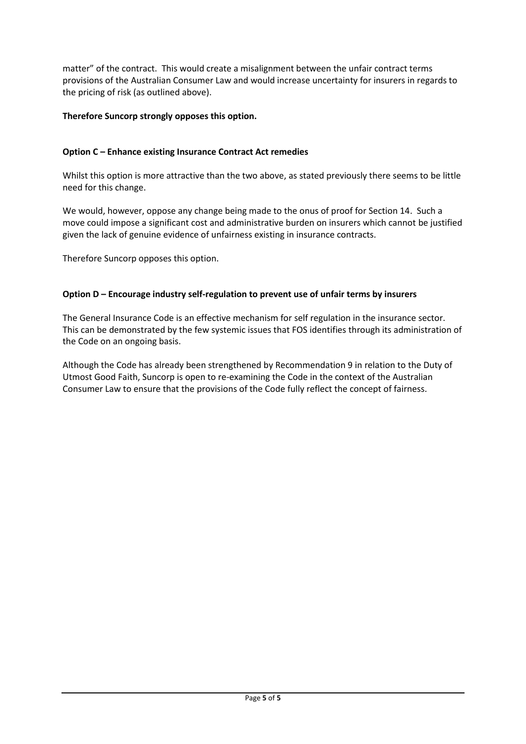matter" of the contract. This would create a misalignment between the unfair contract terms provisions of the Australian Consumer Law and would increase uncertainty for insurers in regards to the pricing of risk (as outlined above).

**Therefore Suncorp strongly opposes this option.**

**Option C – Enhance existing Insurance Contract Act remedies**

Whilst this option is more attractive than the two above, as stated previously there seems to be little need for this change.

We would, however, oppose any change being made to the onus of proof for Section 14. Such a move could impose a significant cost and administrative burden on insurers which cannot be justified given the lack of genuine evidence of unfairness existing in insurance contracts.

Therefore Suncorp opposes this option.

**Option D – Encourage industry self-regulation to prevent use of unfair terms by insurers**

The General Insurance Code is an effective mechanism for self regulation in the insurance sector. This can be demonstrated by the few systemic issues that FOS identifies through its administration of the Code on an ongoing basis.

Although the Code has already been strengthened by Recommendation 9 in relation to the Duty of Utmost Good Faith, Suncorp is open to re-examining the Code in the context of the Australian Consumer Law to ensure that the provisions of the Code fully reflect the concept of fairness.